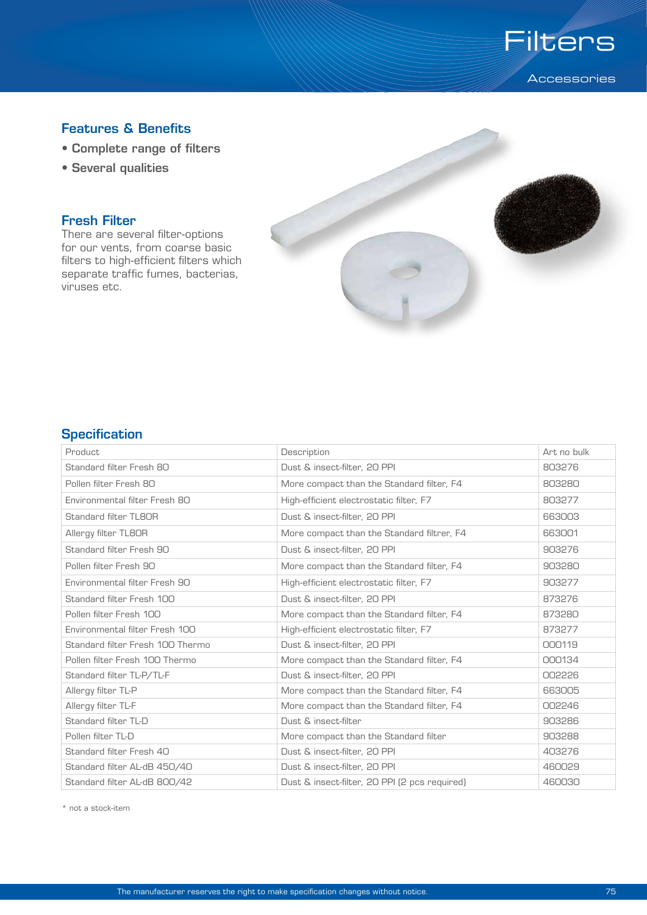# Filters

Accessories

## Features & Benefits

- Complete range of filters
- Several qualities

## Fresh Filter

There are several filter-options for our vents, from coarse basic filters to high-efficient filters which separate traffic fumes, bacterias, viruses etc.

## Specification

| Product | Description | Art no bulk |
|---|---|---|
| Standard filter Fresh 80 | Dust & insect-filter, 20 PPI | 803276 |
| Pollen filter Fresh 80 | More compact than the Standard filter, F4 | 803280 |
| Environmental filter Fresh 80 | High-efficient electrostatic filter, F7 | 803277 |
| Standard filter TL80R | Dust & insect-filter, 20 PPI | 663003 |
| Allergy filter TL80R | More compact than the Standard filtrer, F4 | 663001 |
| Standard filter Fresh 90 | Dust & insect-filter, 20 PPI | 903276 |
| Pollen filter Fresh 90 | More compact than the Standard filter, F4 | 903280 |
| Environmental filter Fresh 90 | High-efficient electrostatic filter, F7 | 903277 |
| Standard filter Fresh 100 | Dust & insect-filter, 20 PPI | 873276 |
| Pollen filter Fresh 100 | More compact than the Standard filter, F4 | 873280 |
| Environmental filter Fresh 100 | High-efficient electrostatic filter, F7 | 873277 |
| Standard filter Fresh 100 Thermo | Dust & insect-filter, 20 PPI | 000119 |
| Pollen filter Fresh 100 Thermo | More compact than the Standard filter, F4 | 000134 |
| Standard filter TL-P/TL-F | Dust & insect-filter, 20 PPI | 002226 |
| Allergy filter TL-P | More compact than the Standard filter, F4 | 663005 |
| Allergy filter TL-F | More compact than the Standard filter, F4 | 002246 |
| Standard filter TL-D | Dust & insect-filter | 903286 |
| Pollen filter TL-D | More compact than the Standard filter | 903288 |
| Standard filter Fresh 40 | Dust & insect-filter, 20 PPI | 403276 |
| Standard filter AL-dB 450/40 | Dust & insect-filter, 20 PPI | 460029 |
| Standard filter AL-dB 800/42 | Dust & insect-filter, 20 PPI (2 pcs required) | 460030 |

* not a stock-item

The manufacturer reserves the right to make specification changes without notice.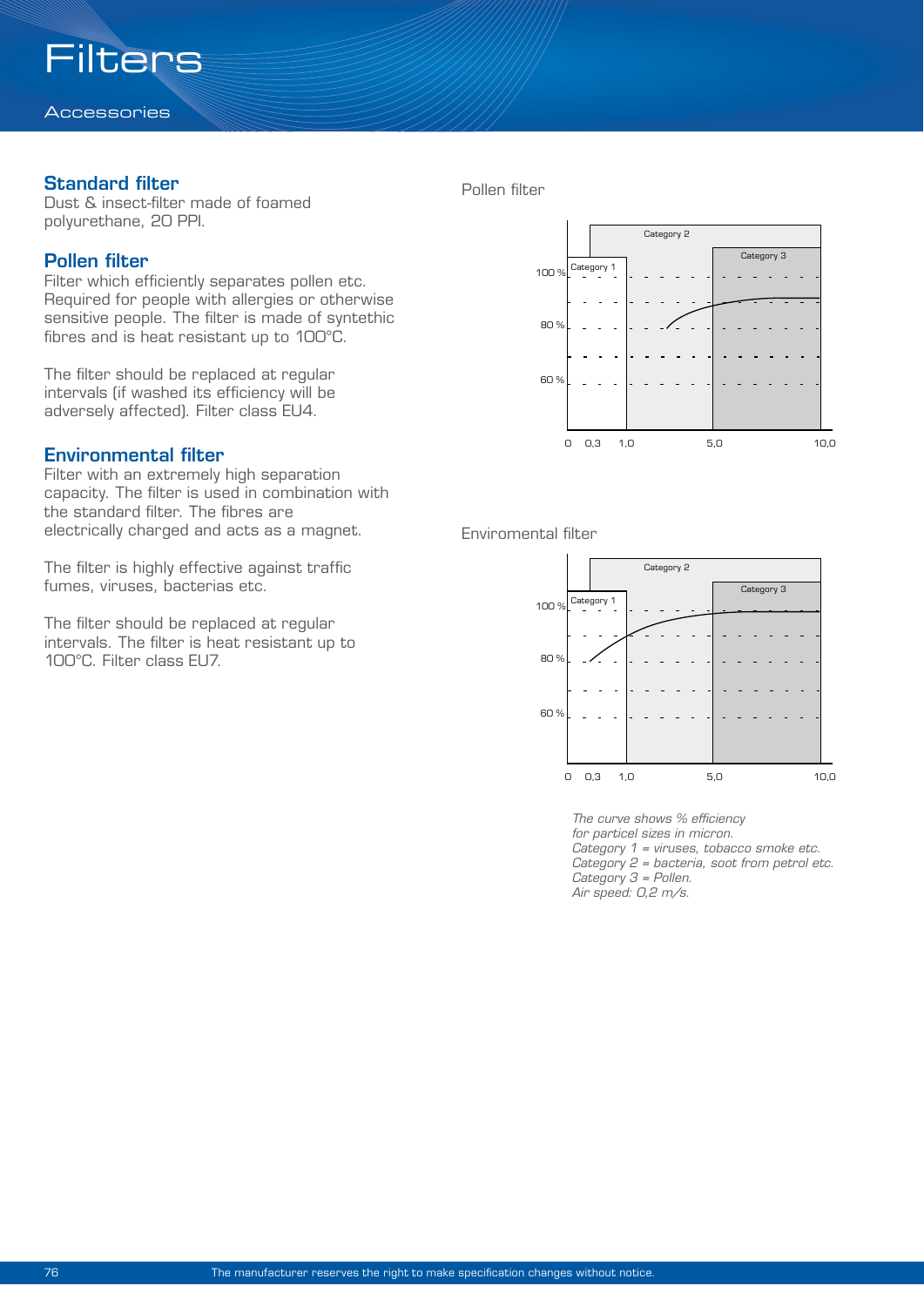# Filters

Accessories

## Standard filter

Dust & insect-filter made of foamed polyurethane, 20 PPI.

## Pollen filter

Filter which efficiently separates pollen etc. Required for people with allergies or otherwise sensitive people. The filter is made of syntethic fibres and is heat resistant up to 100°C.

The filter should be replaced at regular intervals (if washed its efficiency will be adversely affected). Filter class EU4.

## Environmental filter

Filter with an extremely high separation capacity. The filter is used in combination with the standard filter. The fibres are electrically charged and acts as a magnet.

The filter is highly effective against traffic fumes, viruses, bacterias etc.

The filter should be replaced at regular intervals. The filter is heat resistant up to 100°C. Filter class EU7.

Pollen filter

Category 2
Category 3
Category 1
100 %
80 %
60 %
0
0,3
1,0
5,0
10,0

Enviromental filter

Category 2
Category 3
Category 1
100 %
80 %
60 %
0
0,3
1,0
5,0
10,0

*The curve shows % efficiency for particel sizes in micron.*
*Category 1 = viruses, tobacco smoke etc.*
*Category 2 = bacteria, soot from petrol etc.*
*Category 3 = Pollen.*
*Air speed: 0,2 m/s.*

The manufacturer reserves the right to make specification changes without notice.